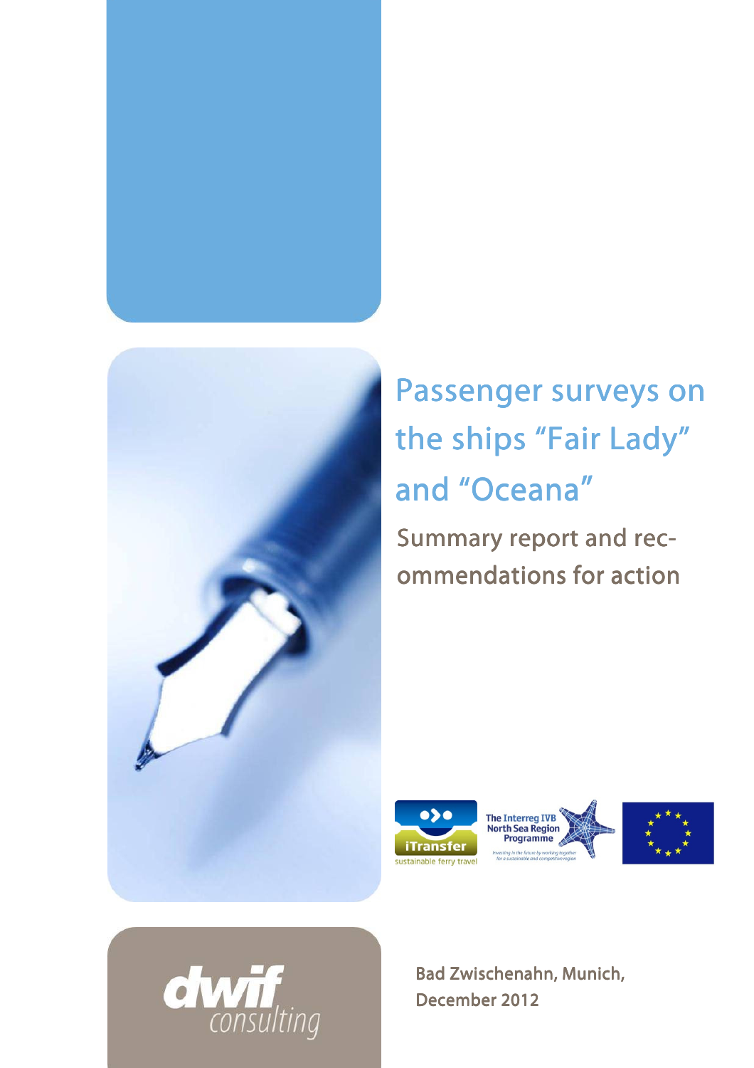# Passenger surveys on the ships "Fair Lady" and "Oceana"

## Summary report and recommendations for action

iTransfer sustainable ferry travel

The Interreg IVB North Sea Region Programme

Investing in the future by working together for a sustainable and competitive region

dwif consulting

Bad Zwischenahn, Munich,
December 2012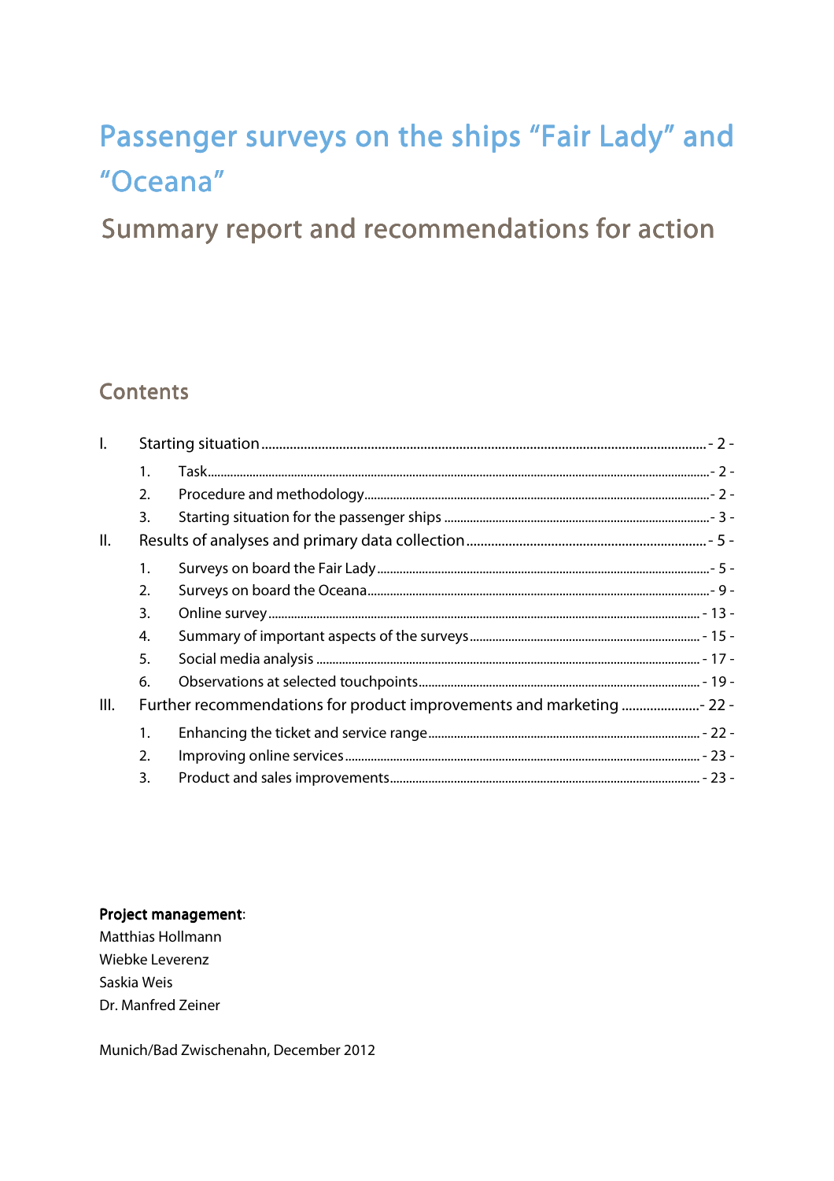# Passenger surveys on the ships "Fair Lady" and "Oceana"

## Summary report and recommendations for action

## Contents

I. Starting situation ..... - 2 -
   1. Task ..... - 2 -
   2. Procedure and methodology ..... - 2 -
   3. Starting situation for the passenger ships ..... - 3 -

II. Results of analyses and primary data collection ..... - 5 -
   1. Surveys on board the Fair Lady ..... - 5 -
   2. Surveys on board the Oceana ..... - 9 -
   3. Online survey ..... - 13 -
   4. Summary of important aspects of the surveys ..... - 15 -
   5. Social media analysis ..... - 17 -
   6. Observations at selected touchpoints ..... - 19 -

III. Further recommendations for product improvements and marketing ..... - 22 -
   1. Enhancing the ticket and service range ..... - 22 -
   2. Improving online services ..... - 23 -
   3. Product and sales improvements ..... - 23 -

**Project management**:
Matthias Hollmann
Wiebke Leverenz
Saskia Weis
Dr. Manfred Zeiner

Munich/Bad Zwischenahn, December 2012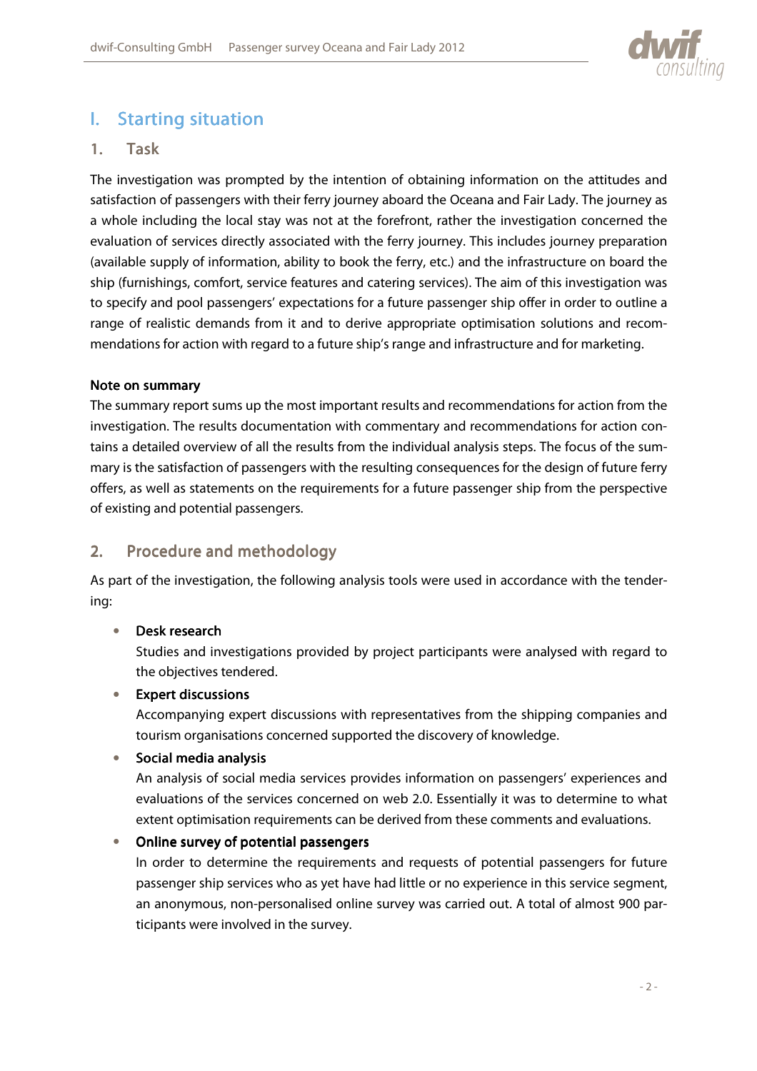# I. Starting situation

## 1. Task

The investigation was prompted by the intention of obtaining information on the attitudes and satisfaction of passengers with their ferry journey aboard the Oceana and Fair Lady. The journey as a whole including the local stay was not at the forefront, rather the investigation concerned the evaluation of services directly associated with the ferry journey. This includes journey preparation (available supply of information, ability to book the ferry, etc.) and the infrastructure on board the ship (furnishings, comfort, service features and catering services). The aim of this investigation was to specify and pool passengers' expectations for a future passenger ship offer in order to outline a range of realistic demands from it and to derive appropriate optimisation solutions and recommendations for action with regard to a future ship's range and infrastructure and for marketing.

**Note on summary**

The summary report sums up the most important results and recommendations for action from the investigation. The results documentation with commentary and recommendations for action contains a detailed overview of all the results from the individual analysis steps. The focus of the summary is the satisfaction of passengers with the resulting consequences for the design of future ferry offers, as well as statements on the requirements for a future passenger ship from the perspective of existing and potential passengers.

## 2. Procedure and methodology

As part of the investigation, the following analysis tools were used in accordance with the tendering:

- **Desk research**
  Studies and investigations provided by project participants were analysed with regard to the objectives tendered.
- **Expert discussions**
  Accompanying expert discussions with representatives from the shipping companies and tourism organisations concerned supported the discovery of knowledge.
- **Social media analysis**
  An analysis of social media services provides information on passengers' experiences and evaluations of the services concerned on web 2.0. Essentially it was to determine to what extent optimisation requirements can be derived from these comments and evaluations.
- **Online survey of potential passengers**
  In order to determine the requirements and requests of potential passengers for future passenger ship services who as yet have had little or no experience in this service segment, an anonymous, non-personalised online survey was carried out. A total of almost 900 participants were involved in the survey.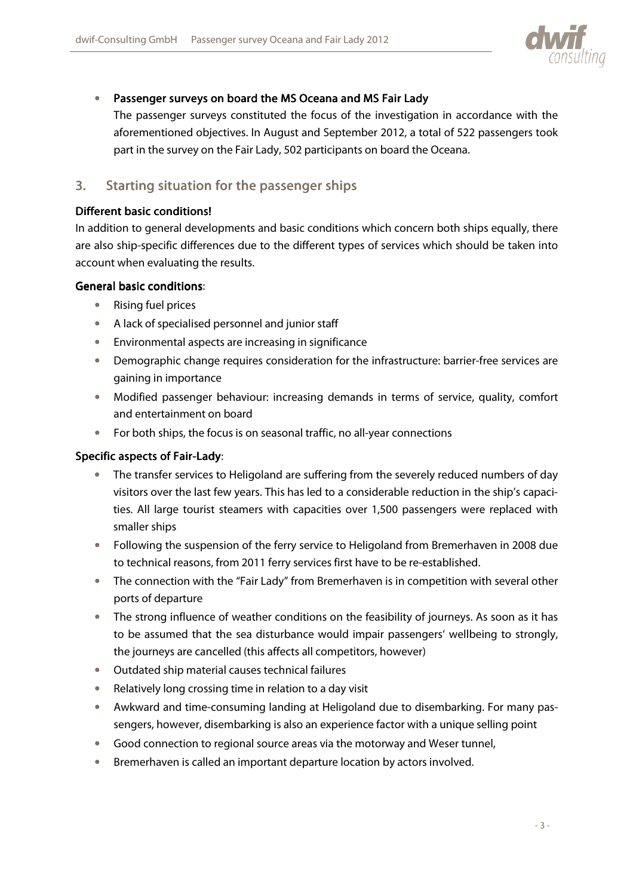- **Passenger surveys on board the MS Oceana and MS Fair Lady**

  The passenger surveys constituted the focus of the investigation in accordance with the aforementioned objectives. In August and September 2012, a total of 522 passengers took part in the survey on the Fair Lady, 502 participants on board the Oceana.

## 3. Starting situation for the passenger ships

**Different basic conditions!**

In addition to general developments and basic conditions which concern both ships equally, there are also ship-specific differences due to the different types of services which should be taken into account when evaluating the results.

**General basic conditions**:

- Rising fuel prices
- A lack of specialised personnel and junior staff
- Environmental aspects are increasing in significance
- Demographic change requires consideration for the infrastructure: barrier-free services are gaining in importance
- Modified passenger behaviour: increasing demands in terms of service, quality, comfort and entertainment on board
- For both ships, the focus is on seasonal traffic, no all-year connections

**Specific aspects of Fair-Lady**:

- The transfer services to Heligoland are suffering from the severely reduced numbers of day visitors over the last few years. This has led to a considerable reduction in the ship's capacities. All large tourist steamers with capacities over 1,500 passengers were replaced with smaller ships
- Following the suspension of the ferry service to Heligoland from Bremerhaven in 2008 due to technical reasons, from 2011 ferry services first have to be re-established.
- The connection with the "Fair Lady" from Bremerhaven is in competition with several other ports of departure
- The strong influence of weather conditions on the feasibility of journeys. As soon as it has to be assumed that the sea disturbance would impair passengers' wellbeing to strongly, the journeys are cancelled (this affects all competitors, however)
- Outdated ship material causes technical failures
- Relatively long crossing time in relation to a day visit
- Awkward and time-consuming landing at Heligoland due to disembarking. For many passengers, however, disembarking is also an experience factor with a unique selling point
- Good connection to regional source areas via the motorway and Weser tunnel,
- Bremerhaven is called an important departure location by actors involved.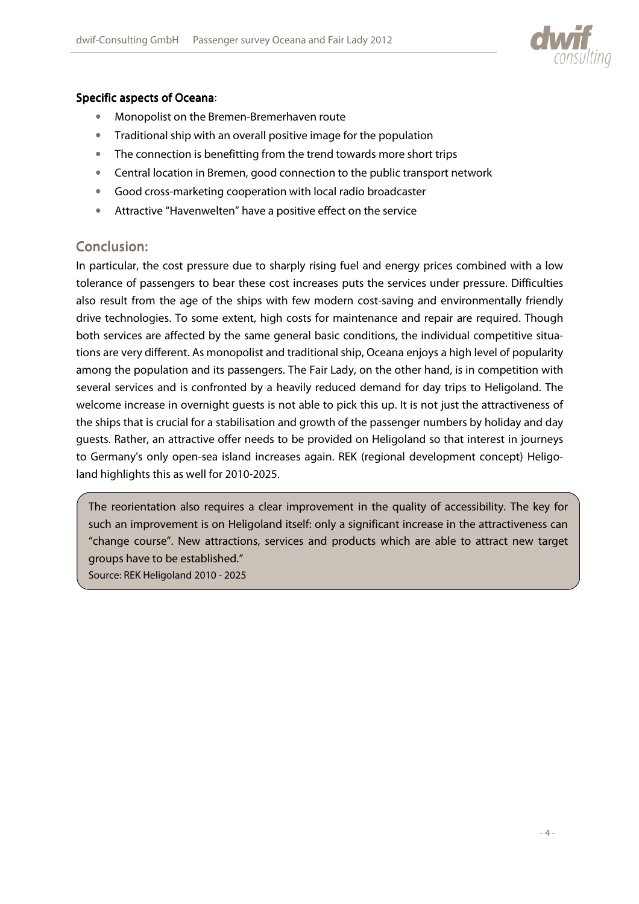**Specific aspects of Oceana**:

- Monopolist on the Bremen-Bremerhaven route
- Traditional ship with an overall positive image for the population
- The connection is benefitting from the trend towards more short trips
- Central location in Bremen, good connection to the public transport network
- Good cross-marketing cooperation with local radio broadcaster
- Attractive "Havenwelten" have a positive effect on the service

## Conclusion:

In particular, the cost pressure due to sharply rising fuel and energy prices combined with a low tolerance of passengers to bear these cost increases puts the services under pressure. Difficulties also result from the age of the ships with few modern cost-saving and environmentally friendly drive technologies. To some extent, high costs for maintenance and repair are required. Though both services are affected by the same general basic conditions, the individual competitive situations are very different. As monopolist and traditional ship, Oceana enjoys a high level of popularity among the population and its passengers. The Fair Lady, on the other hand, is in competition with several services and is confronted by a heavily reduced demand for day trips to Heligoland. The welcome increase in overnight guests is not able to pick this up. It is not just the attractiveness of the ships that is crucial for a stabilisation and growth of the passenger numbers by holiday and day guests. Rather, an attractive offer needs to be provided on Heligoland so that interest in journeys to Germany's only open-sea island increases again. REK (regional development concept) Heligoland highlights this as well for 2010-2025.

> The reorientation also requires a clear improvement in the quality of accessibility. The key for such an improvement is on Heligoland itself: only a significant increase in the attractiveness can "change course". New attractions, services and products which are able to attract new target groups have to be established."
>
> Source: REK Heligoland 2010 - 2025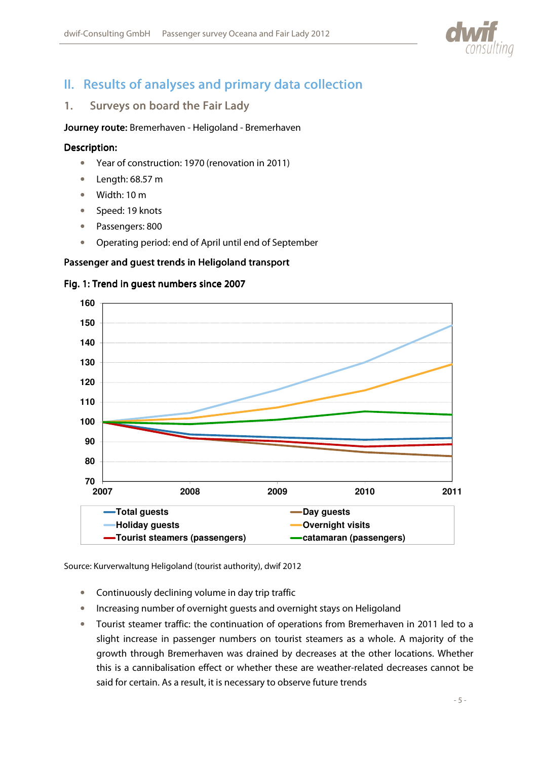## II. Results of analyses and primary data collection

### 1. Surveys on board the Fair Lady

**Journey route:** Bremerhaven - Heligoland - Bremerhaven

**Description:**

- Year of construction: 1970 (renovation in 2011)
- Length: 68.57 m
- Width: 10 m
- Speed: 19 knots
- Passengers: 800
- Operating period: end of April until end of September

**Passenger and guest trends in Heligoland transport**

**Fig. 1: Trend in guest numbers since 2007**

Source: Kurverwaltung Heligoland (tourist authority), dwif 2012

- Continuously declining volume in day trip traffic
- Increasing number of overnight guests and overnight stays on Heligoland
- Tourist steamer traffic: the continuation of operations from Bremerhaven in 2011 led to a slight increase in passenger numbers on tourist steamers as a whole. A majority of the growth through Bremerhaven was drained by decreases at the other locations. Whether this is a cannibalisation effect or whether these are weather-related decreases cannot be said for certain. As a result, it is necessary to observe future trends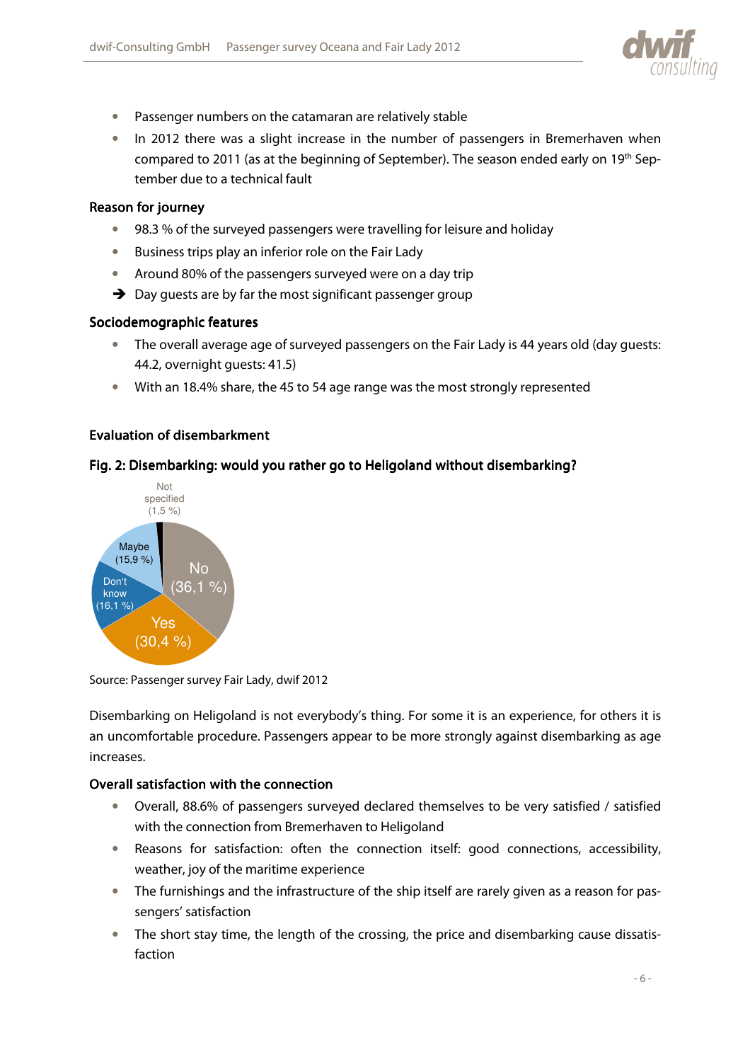- Passenger numbers on the catamaran are relatively stable
- In 2012 there was a slight increase in the number of passengers in Bremerhaven when compared to 2011 (as at the beginning of September). The season ended early on 19th September due to a technical fault

**Reason for journey**

- 98.3 % of the surveyed passengers were travelling for leisure and holiday
- Business trips play an inferior role on the Fair Lady
- Around 80% of the passengers surveyed were on a day trip

➔ Day guests are by far the most significant passenger group

**Sociodemographic features**

- The overall average age of surveyed passengers on the Fair Lady is 44 years old (day guests: 44.2, overnight guests: 41.5)
- With an 18.4% share, the 45 to 54 age range was the most strongly represented

**Evaluation of disembarkment**

**Fig. 2: Disembarking: would you rather go to Heligoland without disembarking?**

| Answer | Share |
|---|---|
| No | 36,1 % |
| Yes | 30,4 % |
| Don't know | 16,1 % |
| Maybe | 15,9 % |
| Not specified | 1,5 % |

Source: Passenger survey Fair Lady, dwif 2012

Disembarking on Heligoland is not everybody's thing. For some it is an experience, for others it is an uncomfortable procedure. Passengers appear to be more strongly against disembarking as age increases.

**Overall satisfaction with the connection**

- Overall, 88.6% of passengers surveyed declared themselves to be very satisfied / satisfied with the connection from Bremerhaven to Heligoland
- Reasons for satisfaction: often the connection itself: good connections, accessibility, weather, joy of the maritime experience
- The furnishings and the infrastructure of the ship itself are rarely given as a reason for passengers' satisfaction
- The short stay time, the length of the crossing, the price and disembarking cause dissatisfaction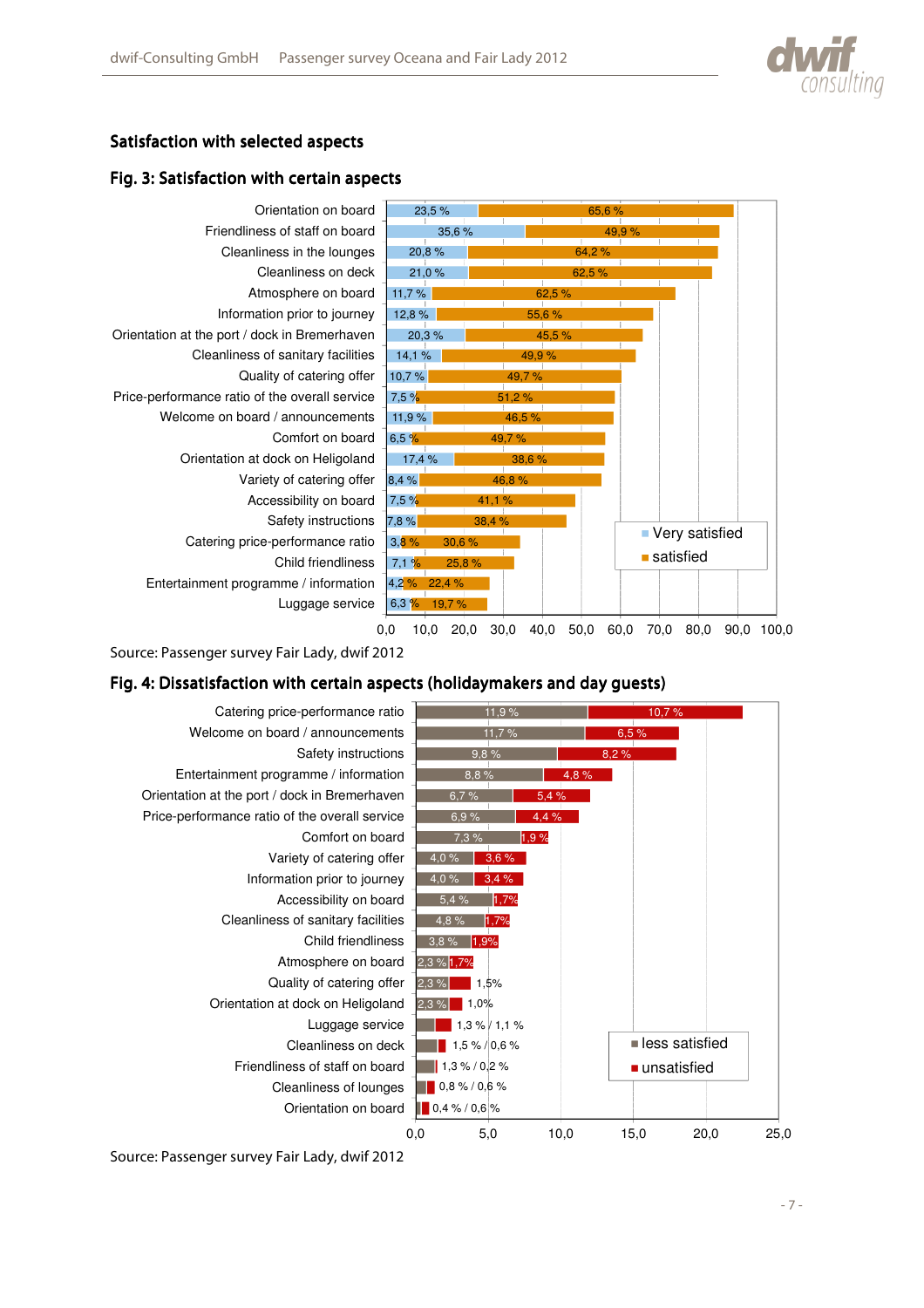## Satisfaction with selected aspects

### Fig. 3: Satisfaction with certain aspects

| Aspect | Very satisfied | satisfied |
|---|---|---|
| Orientation on board | 23,5 % | 65,6 % |
| Friendliness of staff on board | 35,6 % | 49,9 % |
| Cleanliness in the lounges | 20,8 % | 64,2 % |
| Cleanliness on deck | 21,0 % | 62,5 % |
| Atmosphere on board | 11,7 % | 62,5 % |
| Information prior to journey | 12,8 % | 55,6 % |
| Orientation at the port / dock in Bremerhaven | 20,3 % | 45,5 % |
| Cleanliness of sanitary facilities | 14,1 % | 49,9 % |
| Quality of catering offer | 10,7 % | 49,7 % |
| Price-performance ratio of the overall service | 7,5 % | 51,2 % |
| Welcome on board / announcements | 11,9 % | 46,5 % |
| Comfort on board | 6,5 % | 49,7 % |
| Orientation at dock on Heligoland | 17,4 % | 38,6 % |
| Variety of catering offer | 8,4 % | 46,8 % |
| Accessibility on board | 7,5 % | 41,1 % |
| Safety instructions | 7,8 % | 38,4 % |
| Catering price-performance ratio | 3,8 % | 30,6 % |
| Child friendliness | 7,1 % | 25,8 % |
| Entertainment programme / information | 4,2 % | 22,4 % |
| Luggage service | 6,3 % | 19,7 % |

Source: Passenger survey Fair Lady, dwif 2012

### Fig. 4: Dissatisfaction with certain aspects (holidaymakers and day guests)

| Aspect | less satisfied | unsatisfied |
|---|---|---|
| Catering price-performance ratio | 11,9 % | 10,7 % |
| Welcome on board / announcements | 11,7 % | 6,5 % |
| Safety instructions | 9,8 % | 8,2 % |
| Entertainment programme / information | 8,8 % | 4,8 % |
| Orientation at the port / dock in Bremerhaven | 6,7 % | 5,4 % |
| Price-performance ratio of the overall service | 6,9 % | 4,4 % |
| Comfort on board | 7,3 % | 1,9 % |
| Variety of catering offer | 4,0 % | 3,6 % |
| Information prior to journey | 4,0 % | 3,4 % |
| Accessibility on board | 5,4 % | 1,7% |
| Cleanliness of sanitary facilities | 4,8 % | 1,7% |
| Child friendliness | 3,8 % | 1,9% |
| Atmosphere on board | 2,3 % | 1,7% |
| Quality of catering offer | 2,3 % | 1,5% |
| Orientation at dock on Heligoland | 2,3 % | 1,0% |
| Luggage service | 1,3 % | 1,1 % |
| Cleanliness on deck | 1,5 % | 0,6 % |
| Friendliness of staff on board | 1,3 % | 0,2 % |
| Cleanliness of lounges | 0,8 % | 0,6 % |
| Orientation on board | 0,4 % | 0,6 % |

Source: Passenger survey Fair Lady, dwif 2012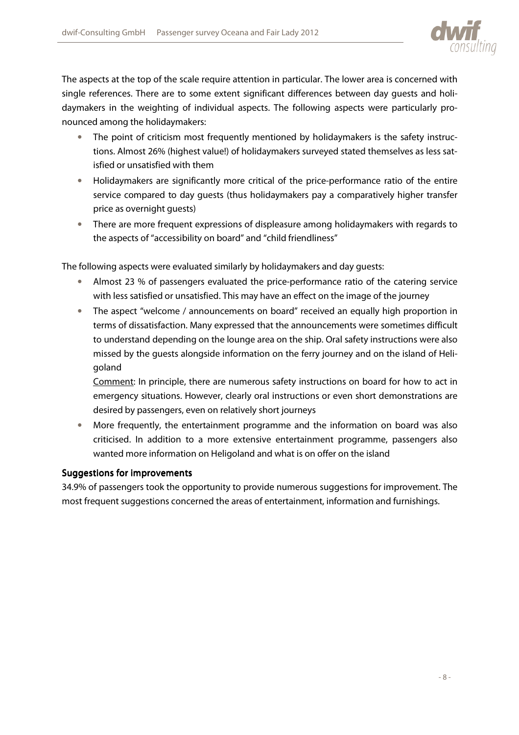The aspects at the top of the scale require attention in particular. The lower area is concerned with single references. There are to some extent significant differences between day guests and holidaymakers in the weighting of individual aspects. The following aspects were particularly pronounced among the holidaymakers:

- The point of criticism most frequently mentioned by holidaymakers is the safety instructions. Almost 26% (highest value!) of holidaymakers surveyed stated themselves as less satisfied or unsatisfied with them
- Holidaymakers are significantly more critical of the price-performance ratio of the entire service compared to day guests (thus holidaymakers pay a comparatively higher transfer price as overnight guests)
- There are more frequent expressions of displeasure among holidaymakers with regards to the aspects of "accessibility on board" and "child friendliness"

The following aspects were evaluated similarly by holidaymakers and day guests:

- Almost 23 % of passengers evaluated the price-performance ratio of the catering service with less satisfied or unsatisfied. This may have an effect on the image of the journey
- The aspect "welcome / announcements on board" received an equally high proportion in terms of dissatisfaction. Many expressed that the announcements were sometimes difficult to understand depending on the lounge area on the ship. Oral safety instructions were also missed by the guests alongside information on the ferry journey and on the island of Heligoland

  Comment: In principle, there are numerous safety instructions on board for how to act in emergency situations. However, clearly oral instructions or even short demonstrations are desired by passengers, even on relatively short journeys
- More frequently, the entertainment programme and the information on board was also criticised. In addition to a more extensive entertainment programme, passengers also wanted more information on Heligoland and what is on offer on the island

### Suggestions for improvements

34.9% of passengers took the opportunity to provide numerous suggestions for improvement. The most frequent suggestions concerned the areas of entertainment, information and furnishings.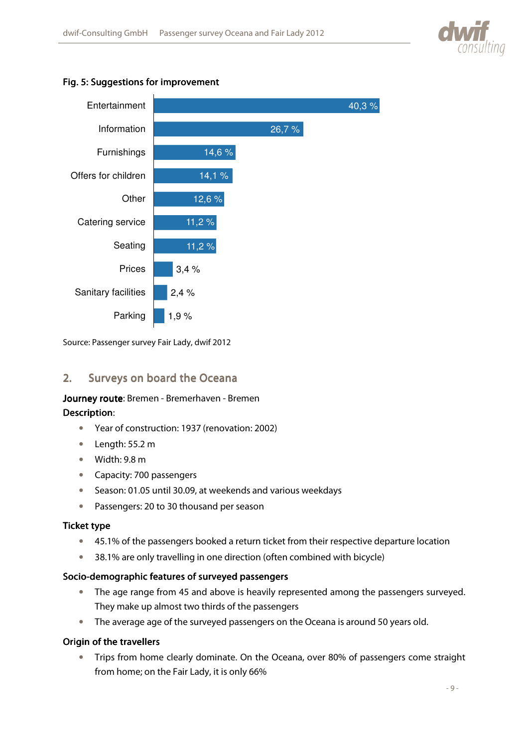**Fig. 5: Suggestions for improvement**

| Category | Share |
|---|---|
| Entertainment | 40,3 % |
| Information | 26,7 % |
| Furnishings | 14,6 % |
| Offers for children | 14,1 % |
| Other | 12,6 % |
| Catering service | 11,2 % |
| Seating | 11,2 % |
| Prices | 3,4 % |
| Sanitary facilities | 2,4 % |
| Parking | 1,9 % |

Source: Passenger survey Fair Lady, dwif 2012

## 2. Surveys on board the Oceana

**Journey route**: Bremen - Bremerhaven - Bremen

**Description**:

- Year of construction: 1937 (renovation: 2002)
- Length: 55.2 m
- Width: 9.8 m
- Capacity: 700 passengers
- Season: 01.05 until 30.09, at weekends and various weekdays
- Passengers: 20 to 30 thousand per season

**Ticket type**

- 45.1% of the passengers booked a return ticket from their respective departure location
- 38.1% are only travelling in one direction (often combined with bicycle)

**Socio-demographic features of surveyed passengers**

- The age range from 45 and above is heavily represented among the passengers surveyed. They make up almost two thirds of the passengers
- The average age of the surveyed passengers on the Oceana is around 50 years old.

**Origin of the travellers**

- Trips from home clearly dominate. On the Oceana, over 80% of passengers come straight from home; on the Fair Lady, it is only 66%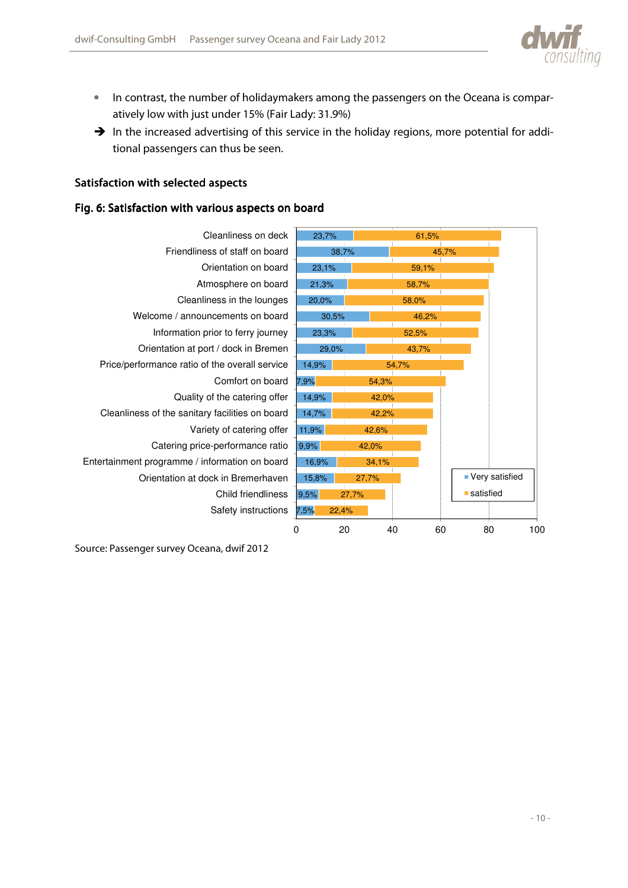- In contrast, the number of holidaymakers among the passengers on the Oceana is comparatively low with just under 15% (Fair Lady: 31.9%)

➔ In the increased advertising of this service in the holiday regions, more potential for additional passengers can thus be seen.

### Satisfaction with selected aspects

### Fig. 6: Satisfaction with various aspects on board

| Aspect | Very satisfied | satisfied |
|---|---|---|
| Cleanliness on deck | 23,7% | 61,5% |
| Friendliness of staff on board | 38,7% | 45,7% |
| Orientation on board | 23,1% | 59,1% |
| Atmosphere on board | 21,3% | 58,7% |
| Cleanliness in the lounges | 20,0% | 58,0% |
| Welcome / announcements on board | 30,5% | 46,2% |
| Information prior to ferry journey | 23,3% | 52,5% |
| Orientation at port / dock in Bremen | 29,0% | 43,7% |
| Price/performance ratio of the overall service | 14,9% | 54,7% |
| Comfort on board | 7,9% | 54,3% |
| Quality of the catering offer | 14,9% | 42,0% |
| Cleanliness of the sanitary facilities on board | 14,7% | 42,2% |
| Variety of catering offer | 11,9% | 42,6% |
| Catering price-performance ratio | 9,9% | 42,0% |
| Entertainment programme / information on board | 16,9% | 34,1% |
| Orientation at dock in Bremerhaven | 15,8% | 27,7% |
| Child friendliness | 9,5% | 27,7% |
| Safety instructions | 7,5% | 22,4% |

Source: Passenger survey Oceana, dwif 2012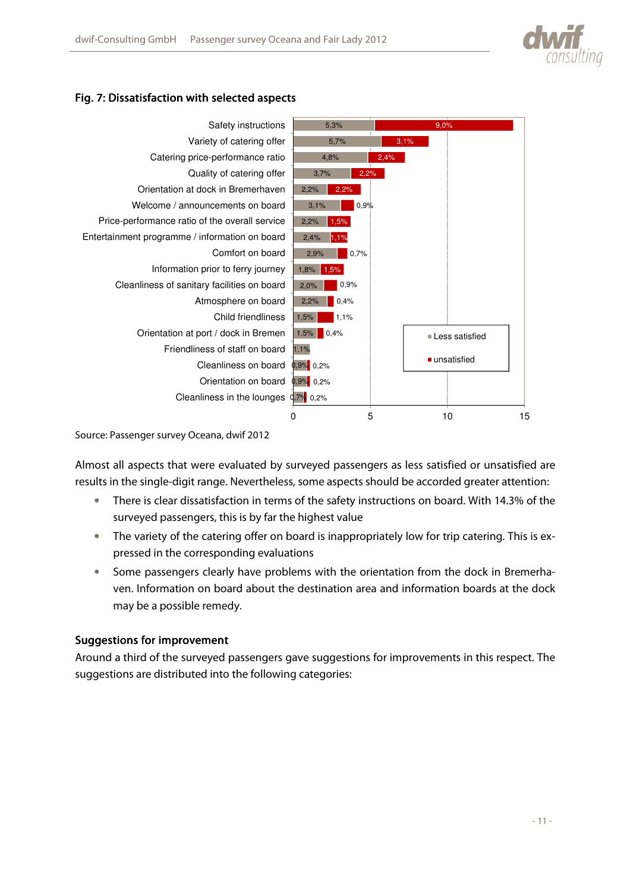## Fig. 7: Dissatisfaction with selected aspects

| Aspect | Less satisfied | unsatisfied |
|---|---|---|
| Safety instructions | 5,3% | 9,0% |
| Variety of catering offer | 5,7% | 3,1% |
| Catering price-performance ratio | 4,8% | 2,4% |
| Quality of catering offer | 3,7% | 2,2% |
| Orientation at dock in Bremerhaven | 2,2% | 2,2% |
| Welcome / announcements on board | 3,1% | 0,9% |
| Price-performance ratio of the overall service | 2,2% | 1,5% |
| Entertainment programme / information on board | 2,4% | 1,1% |
| Comfort on board | 2,9% | 0,7% |
| Information prior to ferry journey | 1,8% | 1,5% |
| Cleanliness of sanitary facilities on board | 2,0% | 0,9% |
| Atmosphere on board | 2,2% | 0,4% |
| Child friendliness | 1,5% | 1,1% |
| Orientation at port / dock in Bremen | 1,5% | 0,4% |
| Friendliness of staff on board | 1,1% | |
| Cleanliness on board | 0,9% | 0,2% |
| Orientation on board | 0,9% | 0,2% |
| Cleanliness in the lounges | 0,7% | 0,2% |

Source: Passenger survey Oceana, dwif 2012

Almost all aspects that were evaluated by surveyed passengers as less satisfied or unsatisfied are results in the single-digit range. Nevertheless, some aspects should be accorded greater attention:

- There is clear dissatisfaction in terms of the safety instructions on board. With 14.3% of the surveyed passengers, this is by far the highest value
- The variety of the catering offer on board is inappropriately low for trip catering. This is expressed in the corresponding evaluations
- Some passengers clearly have problems with the orientation from the dock in Bremerhaven. Information on board about the destination area and information boards at the dock may be a possible remedy.

### Suggestions for improvement

Around a third of the surveyed passengers gave suggestions for improvements in this respect. The suggestions are distributed into the following categories: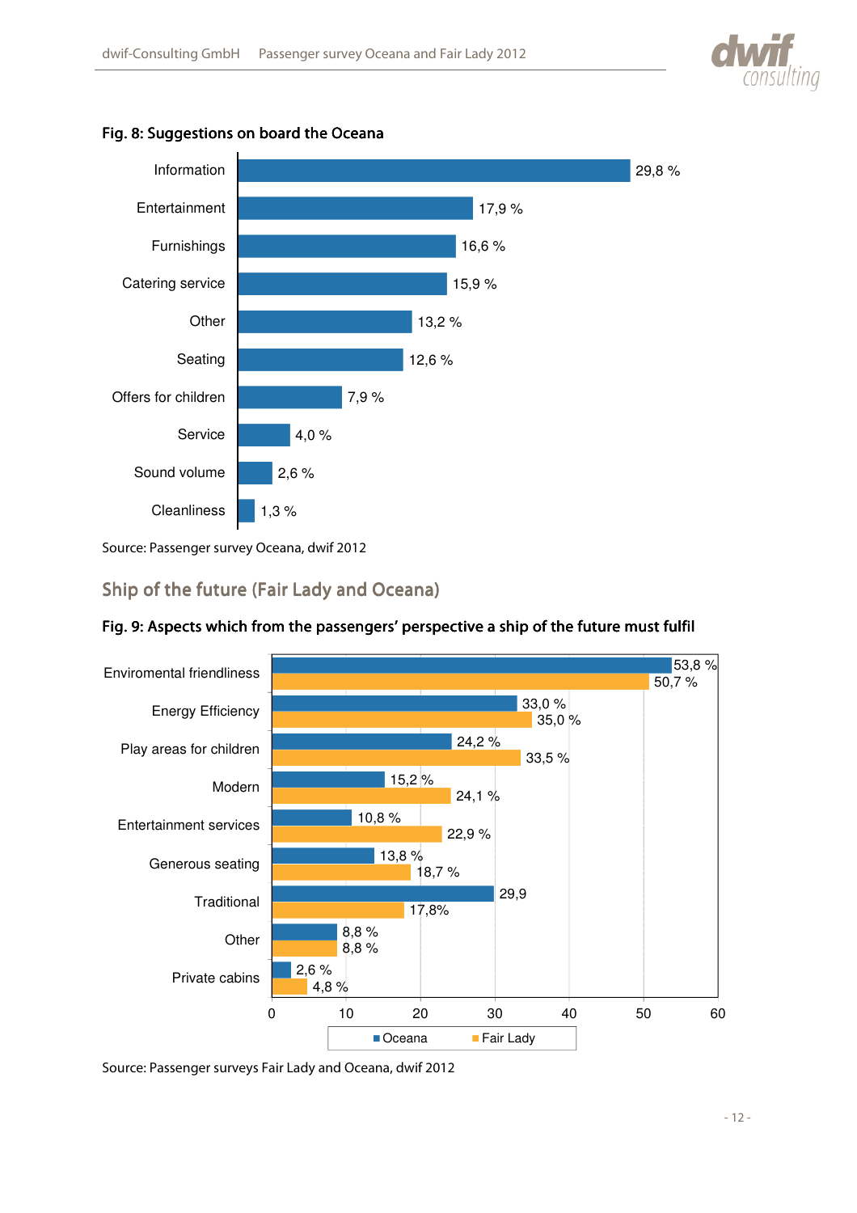**Fig. 8: Suggestions on board the Oceana**

| Suggestion | Share |
|---|---|
| Information | 29,8 % |
| Entertainment | 17,9 % |
| Furnishings | 16,6 % |
| Catering service | 15,9 % |
| Other | 13,2 % |
| Seating | 12,6 % |
| Offers for children | 7,9 % |
| Service | 4,0 % |
| Sound volume | 2,6 % |
| Cleanliness | 1,3 % |

Source: Passenger survey Oceana, dwif 2012

## Ship of the future (Fair Lady and Oceana)

**Fig. 9: Aspects which from the passengers' perspective a ship of the future must fulfil**

| Aspect | Oceana | Fair Lady |
|---|---|---|
| Enviromental friendliness | 53,8 % | 50,7 % |
| Energy Efficiency | 33,0 % | 35,0 % |
| Play areas for children | 24,2 % | 33,5 % |
| Modern | 15,2 % | 24,1 % |
| Entertainment services | 10,8 % | 22,9 % |
| Generous seating | 13,8 % | 18,7 % |
| Traditional | 29,9 | 17,8% |
| Other | 8,8 % | 8,8 % |
| Private cabins | 2,6 % | 4,8 % |

Source: Passenger surveys Fair Lady and Oceana, dwif 2012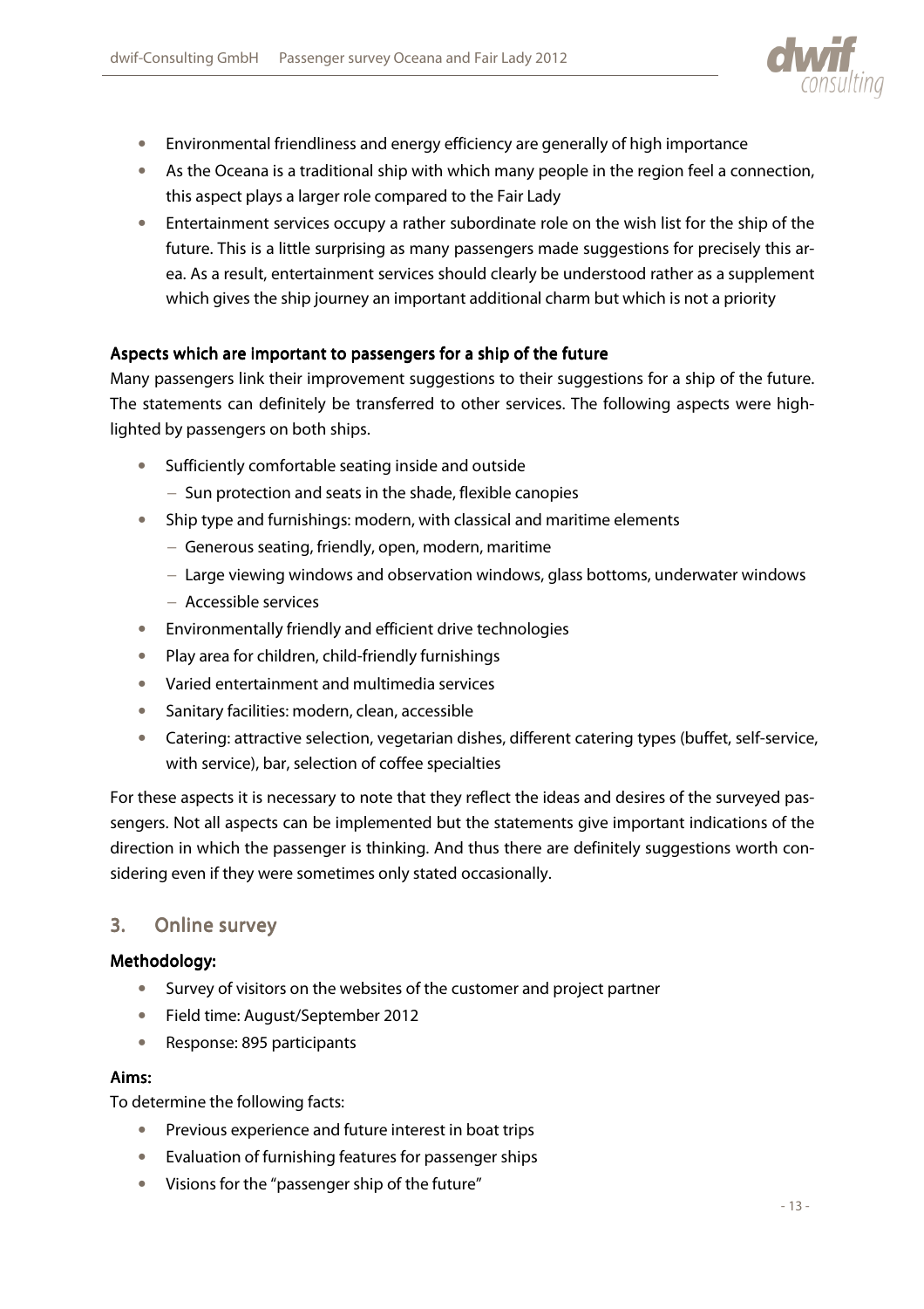- Environmental friendliness and energy efficiency are generally of high importance
- As the Oceana is a traditional ship with which many people in the region feel a connection, this aspect plays a larger role compared to the Fair Lady
- Entertainment services occupy a rather subordinate role on the wish list for the ship of the future. This is a little surprising as many passengers made suggestions for precisely this area. As a result, entertainment services should clearly be understood rather as a supplement which gives the ship journey an important additional charm but which is not a priority

**Aspects which are important to passengers for a ship of the future**

Many passengers link their improvement suggestions to their suggestions for a ship of the future. The statements can definitely be transferred to other services. The following aspects were highlighted by passengers on both ships.

- Sufficiently comfortable seating inside and outside
  - Sun protection and seats in the shade, flexible canopies
- Ship type and furnishings: modern, with classical and maritime elements
  - Generous seating, friendly, open, modern, maritime
  - Large viewing windows and observation windows, glass bottoms, underwater windows
  - Accessible services
- Environmentally friendly and efficient drive technologies
- Play area for children, child-friendly furnishings
- Varied entertainment and multimedia services
- Sanitary facilities: modern, clean, accessible
- Catering: attractive selection, vegetarian dishes, different catering types (buffet, self-service, with service), bar, selection of coffee specialties

For these aspects it is necessary to note that they reflect the ideas and desires of the surveyed passengers. Not all aspects can be implemented but the statements give important indications of the direction in which the passenger is thinking. And thus there are definitely suggestions worth considering even if they were sometimes only stated occasionally.

## 3. Online survey

**Methodology:**

- Survey of visitors on the websites of the customer and project partner
- Field time: August/September 2012
- Response: 895 participants

**Aims:**

To determine the following facts:

- Previous experience and future interest in boat trips
- Evaluation of furnishing features for passenger ships
- Visions for the "passenger ship of the future"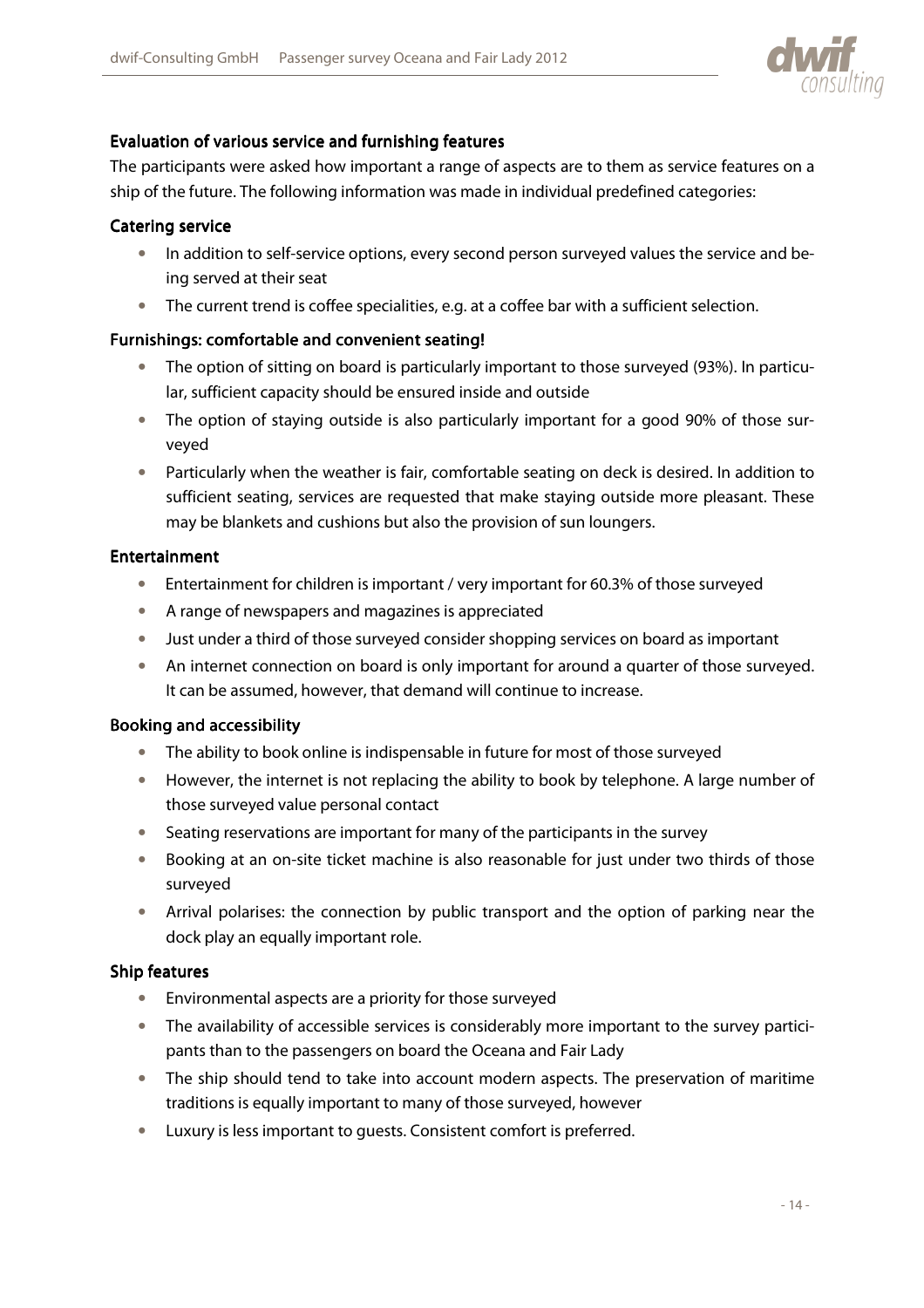## Evaluation of various service and furnishing features

The participants were asked how important a range of aspects are to them as service features on a ship of the future. The following information was made in individual predefined categories:

### Catering service

- In addition to self-service options, every second person surveyed values the service and being served at their seat
- The current trend is coffee specialities, e.g. at a coffee bar with a sufficient selection.

### Furnishings: comfortable and convenient seating!

- The option of sitting on board is particularly important to those surveyed (93%). In particular, sufficient capacity should be ensured inside and outside
- The option of staying outside is also particularly important for a good 90% of those surveyed
- Particularly when the weather is fair, comfortable seating on deck is desired. In addition to sufficient seating, services are requested that make staying outside more pleasant. These may be blankets and cushions but also the provision of sun loungers.

### Entertainment

- Entertainment for children is important / very important for 60.3% of those surveyed
- A range of newspapers and magazines is appreciated
- Just under a third of those surveyed consider shopping services on board as important
- An internet connection on board is only important for around a quarter of those surveyed. It can be assumed, however, that demand will continue to increase.

### Booking and accessibility

- The ability to book online is indispensable in future for most of those surveyed
- However, the internet is not replacing the ability to book by telephone. A large number of those surveyed value personal contact
- Seating reservations are important for many of the participants in the survey
- Booking at an on-site ticket machine is also reasonable for just under two thirds of those surveyed
- Arrival polarises: the connection by public transport and the option of parking near the dock play an equally important role.

### Ship features

- Environmental aspects are a priority for those surveyed
- The availability of accessible services is considerably more important to the survey participants than to the passengers on board the Oceana and Fair Lady
- The ship should tend to take into account modern aspects. The preservation of maritime traditions is equally important to many of those surveyed, however
- Luxury is less important to guests. Consistent comfort is preferred.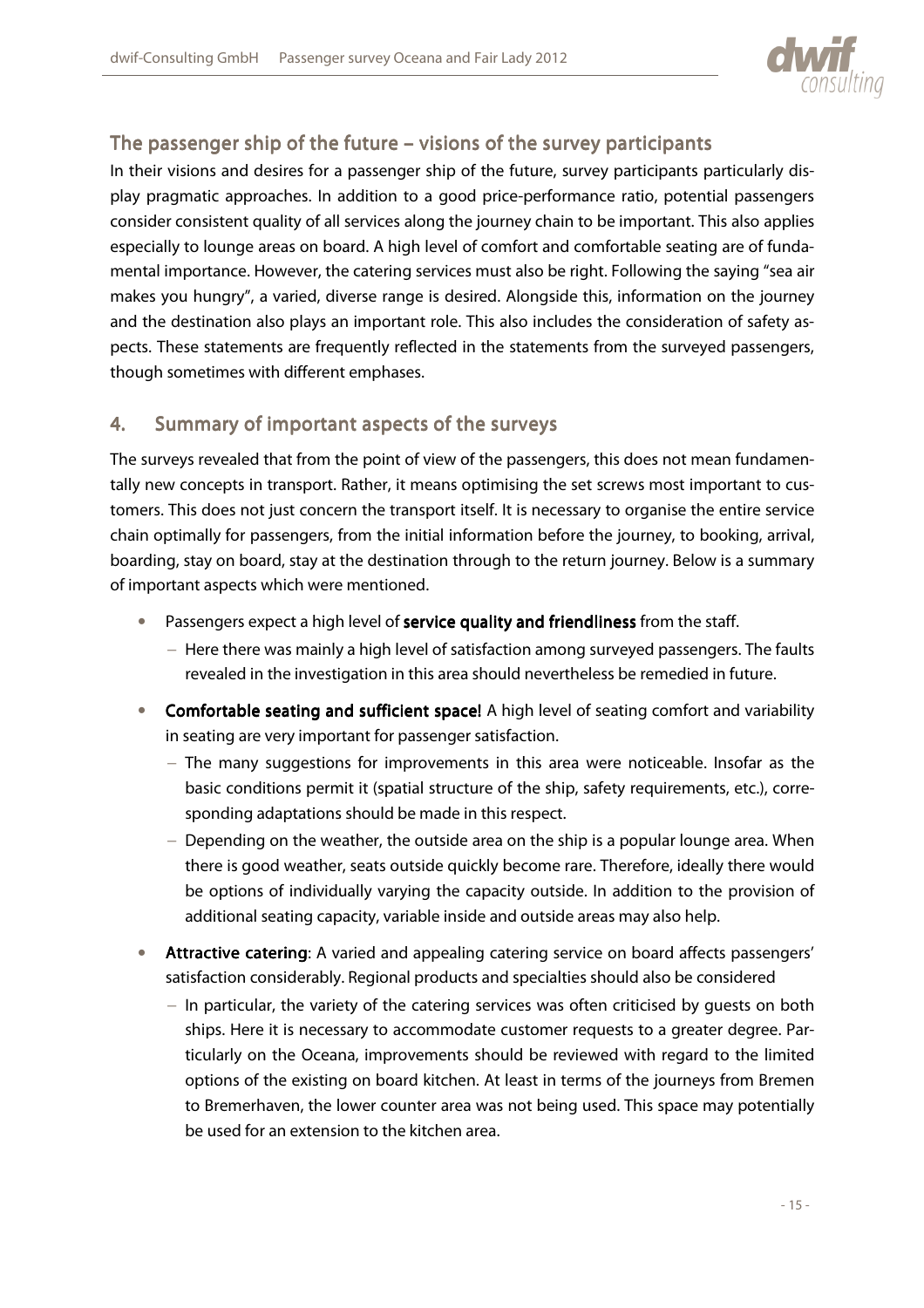## The passenger ship of the future – visions of the survey participants

In their visions and desires for a passenger ship of the future, survey participants particularly display pragmatic approaches. In addition to a good price-performance ratio, potential passengers consider consistent quality of all services along the journey chain to be important. This also applies especially to lounge areas on board. A high level of comfort and comfortable seating are of fundamental importance. However, the catering services must also be right. Following the saying "sea air makes you hungry", a varied, diverse range is desired. Alongside this, information on the journey and the destination also plays an important role. This also includes the consideration of safety aspects. These statements are frequently reflected in the statements from the surveyed passengers, though sometimes with different emphases.

## 4. Summary of important aspects of the surveys

The surveys revealed that from the point of view of the passengers, this does not mean fundamentally new concepts in transport. Rather, it means optimising the set screws most important to customers. This does not just concern the transport itself. It is necessary to organise the entire service chain optimally for passengers, from the initial information before the journey, to booking, arrival, boarding, stay on board, stay at the destination through to the return journey. Below is a summary of important aspects which were mentioned.

- Passengers expect a high level of **service quality and friendliness** from the staff.
  - Here there was mainly a high level of satisfaction among surveyed passengers. The faults revealed in the investigation in this area should nevertheless be remedied in future.
- **Comfortable seating and sufficient space!** A high level of seating comfort and variability in seating are very important for passenger satisfaction.
  - The many suggestions for improvements in this area were noticeable. Insofar as the basic conditions permit it (spatial structure of the ship, safety requirements, etc.), corresponding adaptations should be made in this respect.
  - Depending on the weather, the outside area on the ship is a popular lounge area. When there is good weather, seats outside quickly become rare. Therefore, ideally there would be options of individually varying the capacity outside. In addition to the provision of additional seating capacity, variable inside and outside areas may also help.
- **Attractive catering**: A varied and appealing catering service on board affects passengers' satisfaction considerably. Regional products and specialties should also be considered
  - In particular, the variety of the catering services was often criticised by guests on both ships. Here it is necessary to accommodate customer requests to a greater degree. Particularly on the Oceana, improvements should be reviewed with regard to the limited options of the existing on board kitchen. At least in terms of the journeys from Bremen to Bremerhaven, the lower counter area was not being used. This space may potentially be used for an extension to the kitchen area.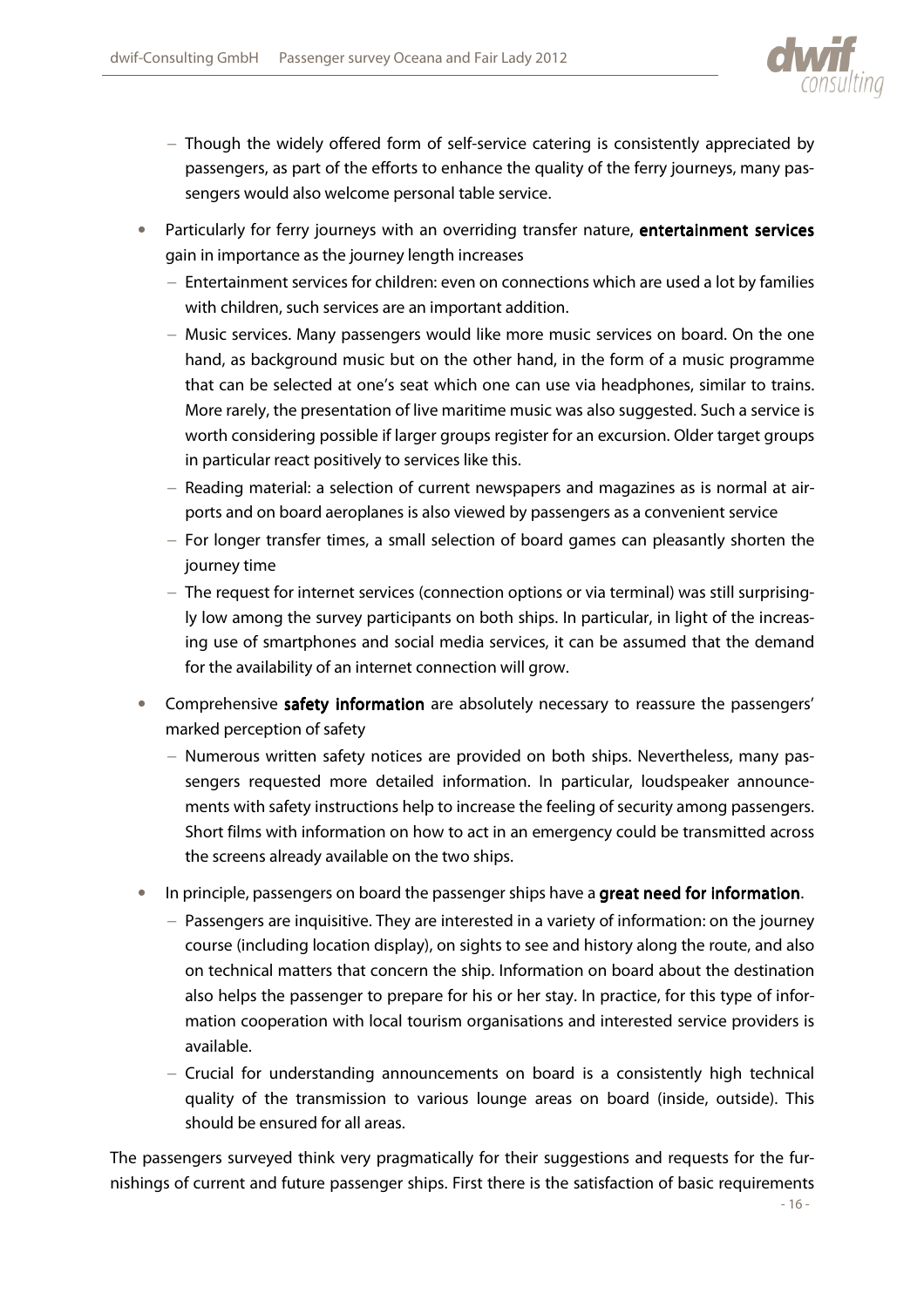- Though the widely offered form of self-service catering is consistently appreciated by passengers, as part of the efforts to enhance the quality of the ferry journeys, many passengers would also welcome personal table service.

- Particularly for ferry journeys with an overriding transfer nature, **entertainment services** gain in importance as the journey length increases
  - Entertainment services for children: even on connections which are used a lot by families with children, such services are an important addition.
  - Music services. Many passengers would like more music services on board. On the one hand, as background music but on the other hand, in the form of a music programme that can be selected at one's seat which one can use via headphones, similar to trains. More rarely, the presentation of live maritime music was also suggested. Such a service is worth considering possible if larger groups register for an excursion. Older target groups in particular react positively to services like this.
  - Reading material: a selection of current newspapers and magazines as is normal at airports and on board aeroplanes is also viewed by passengers as a convenient service
  - For longer transfer times, a small selection of board games can pleasantly shorten the journey time
  - The request for internet services (connection options or via terminal) was still surprisingly low among the survey participants on both ships. In particular, in light of the increasing use of smartphones and social media services, it can be assumed that the demand for the availability of an internet connection will grow.

- Comprehensive **safety information** are absolutely necessary to reassure the passengers' marked perception of safety
  - Numerous written safety notices are provided on both ships. Nevertheless, many passengers requested more detailed information. In particular, loudspeaker announcements with safety instructions help to increase the feeling of security among passengers. Short films with information on how to act in an emergency could be transmitted across the screens already available on the two ships.

- In principle, passengers on board the passenger ships have a **great need for information**.
  - Passengers are inquisitive. They are interested in a variety of information: on the journey course (including location display), on sights to see and history along the route, and also on technical matters that concern the ship. Information on board about the destination also helps the passenger to prepare for his or her stay. In practice, for this type of information cooperation with local tourism organisations and interested service providers is available.
  - Crucial for understanding announcements on board is a consistently high technical quality of the transmission to various lounge areas on board (inside, outside). This should be ensured for all areas.

The passengers surveyed think very pragmatically for their suggestions and requests for the furnishings of current and future passenger ships. First there is the satisfaction of basic requirements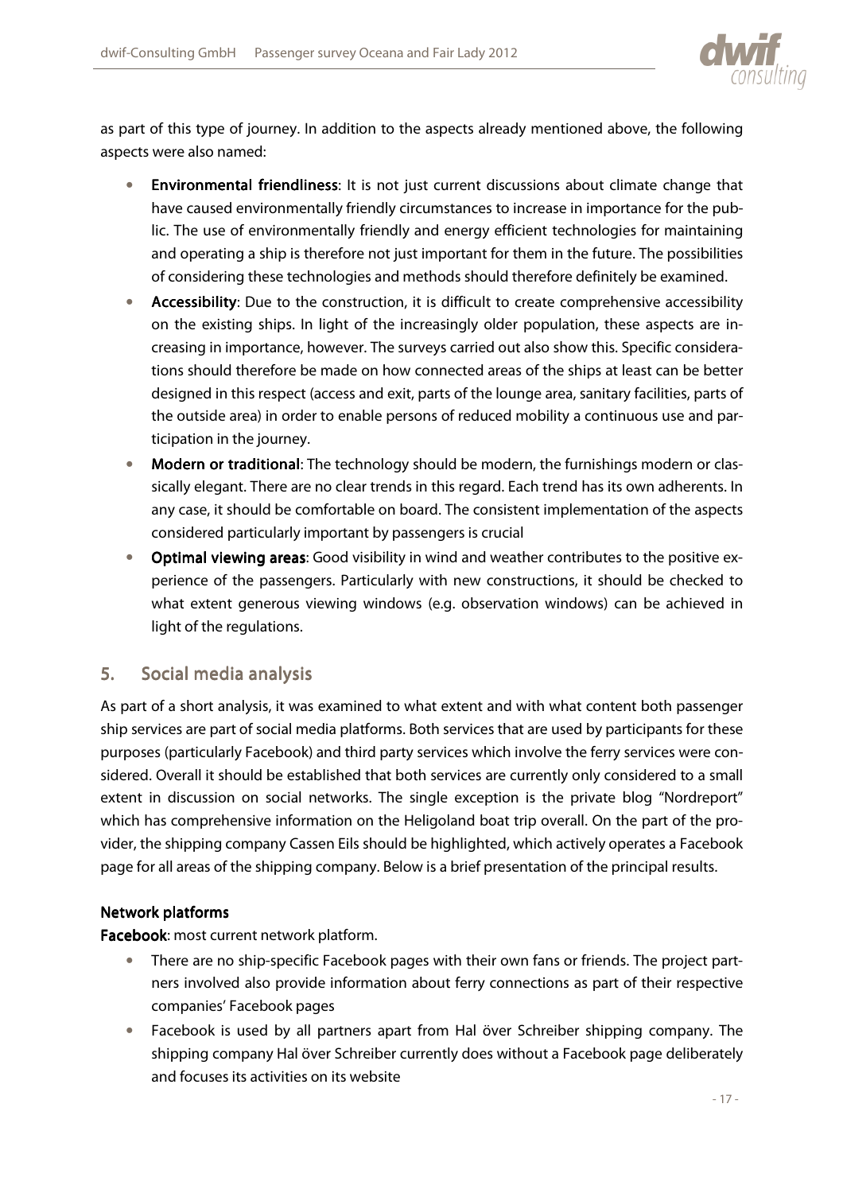as part of this type of journey. In addition to the aspects already mentioned above, the following aspects were also named:

- **Environmental friendliness**: It is not just current discussions about climate change that have caused environmentally friendly circumstances to increase in importance for the public. The use of environmentally friendly and energy efficient technologies for maintaining and operating a ship is therefore not just important for them in the future. The possibilities of considering these technologies and methods should therefore definitely be examined.
- **Accessibility**: Due to the construction, it is difficult to create comprehensive accessibility on the existing ships. In light of the increasingly older population, these aspects are increasing in importance, however. The surveys carried out also show this. Specific considerations should therefore be made on how connected areas of the ships at least can be better designed in this respect (access and exit, parts of the lounge area, sanitary facilities, parts of the outside area) in order to enable persons of reduced mobility a continuous use and participation in the journey.
- **Modern or traditional**: The technology should be modern, the furnishings modern or classically elegant. There are no clear trends in this regard. Each trend has its own adherents. In any case, it should be comfortable on board. The consistent implementation of the aspects considered particularly important by passengers is crucial
- **Optimal viewing areas**: Good visibility in wind and weather contributes to the positive experience of the passengers. Particularly with new constructions, it should be checked to what extent generous viewing windows (e.g. observation windows) can be achieved in light of the regulations.

## 5. Social media analysis

As part of a short analysis, it was examined to what extent and with what content both passenger ship services are part of social media platforms. Both services that are used by participants for these purposes (particularly Facebook) and third party services which involve the ferry services were considered. Overall it should be established that both services are currently only considered to a small extent in discussion on social networks. The single exception is the private blog "Nordreport" which has comprehensive information on the Heligoland boat trip overall. On the part of the provider, the shipping company Cassen Eils should be highlighted, which actively operates a Facebook page for all areas of the shipping company. Below is a brief presentation of the principal results.

### Network platforms

**Facebook**: most current network platform.

- There are no ship-specific Facebook pages with their own fans or friends. The project partners involved also provide information about ferry connections as part of their respective companies' Facebook pages
- Facebook is used by all partners apart from Hal över Schreiber shipping company. The shipping company Hal över Schreiber currently does without a Facebook page deliberately and focuses its activities on its website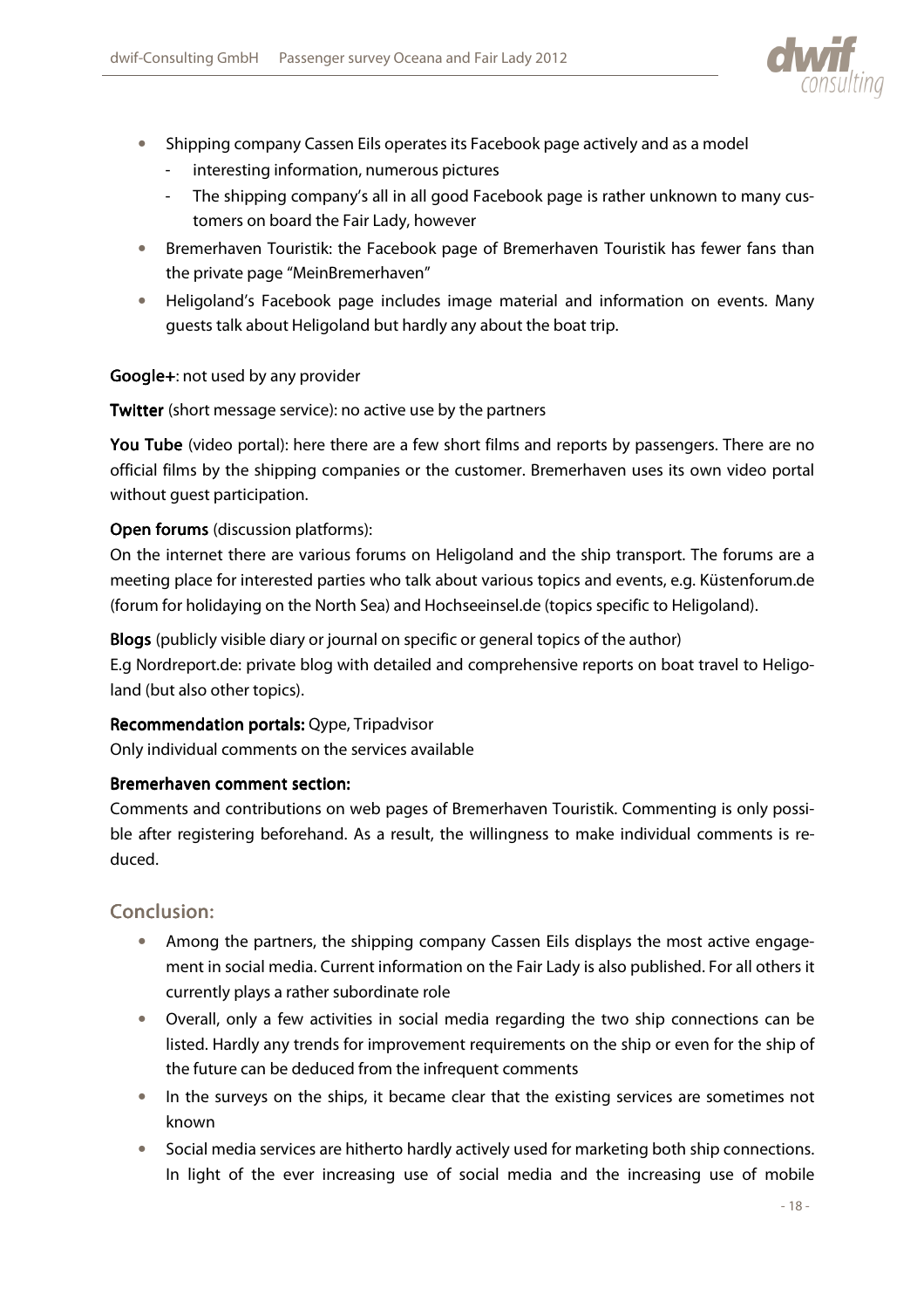- Shipping company Cassen Eils operates its Facebook page actively and as a model
    - interesting information, numerous pictures
    - The shipping company's all in all good Facebook page is rather unknown to many customers on board the Fair Lady, however
- Bremerhaven Touristik: the Facebook page of Bremerhaven Touristik has fewer fans than the private page "MeinBremerhaven"
- Heligoland's Facebook page includes image material and information on events. Many guests talk about Heligoland but hardly any about the boat trip.

**Google+**: not used by any provider

**Twitter** (short message service): no active use by the partners

**You Tube** (video portal): here there are a few short films and reports by passengers. There are no official films by the shipping companies or the customer. Bremerhaven uses its own video portal without guest participation.

**Open forums** (discussion platforms):
On the internet there are various forums on Heligoland and the ship transport. The forums are a meeting place for interested parties who talk about various topics and events, e.g. Küstenforum.de (forum for holidaying on the North Sea) and Hochseeinsel.de (topics specific to Heligoland).

**Blogs** (publicly visible diary or journal on specific or general topics of the author)
E.g Nordreport.de: private blog with detailed and comprehensive reports on boat travel to Heligoland (but also other topics).

**Recommendation portals:** Qype, Tripadvisor
Only individual comments on the services available

**Bremerhaven comment section:**
Comments and contributions on web pages of Bremerhaven Touristik. Commenting is only possible after registering beforehand. As a result, the willingness to make individual comments is reduced.

## Conclusion:

- Among the partners, the shipping company Cassen Eils displays the most active engagement in social media. Current information on the Fair Lady is also published. For all others it currently plays a rather subordinate role
- Overall, only a few activities in social media regarding the two ship connections can be listed. Hardly any trends for improvement requirements on the ship or even for the ship of the future can be deduced from the infrequent comments
- In the surveys on the ships, it became clear that the existing services are sometimes not known
- Social media services are hitherto hardly actively used for marketing both ship connections. In light of the ever increasing use of social media and the increasing use of mobile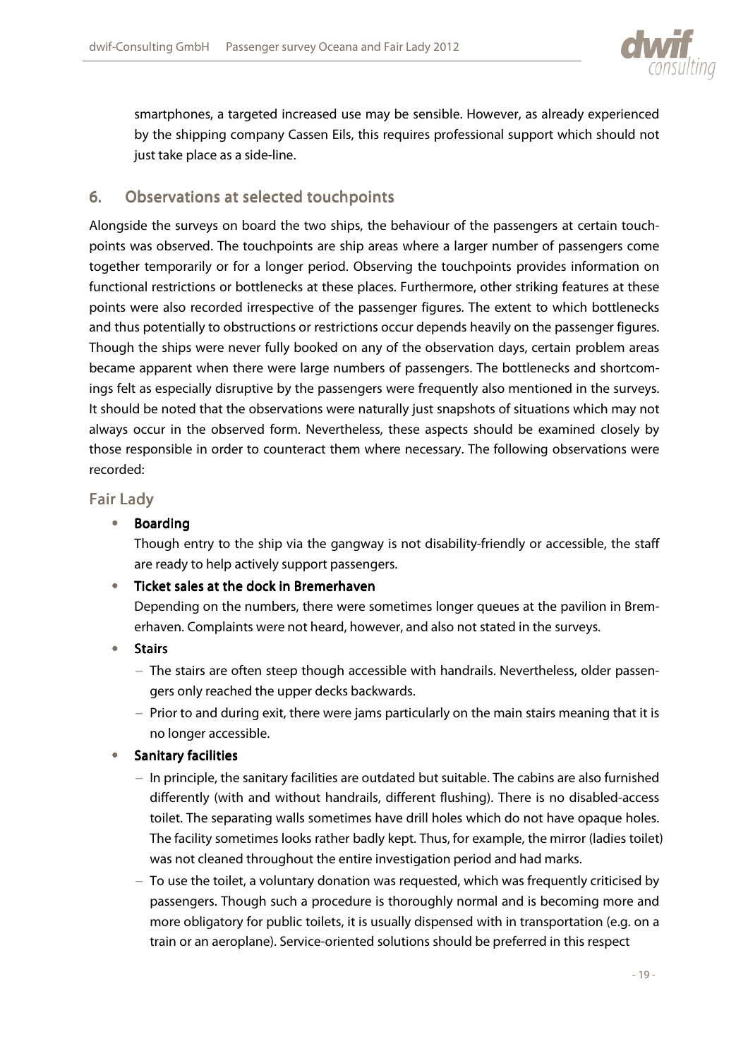smartphones, a targeted increased use may be sensible. However, as already experienced by the shipping company Cassen Eils, this requires professional support which should not just take place as a side-line.

## 6. Observations at selected touchpoints

Alongside the surveys on board the two ships, the behaviour of the passengers at certain touchpoints was observed. The touchpoints are ship areas where a larger number of passengers come together temporarily or for a longer period. Observing the touchpoints provides information on functional restrictions or bottlenecks at these places. Furthermore, other striking features at these points were also recorded irrespective of the passenger figures. The extent to which bottlenecks and thus potentially to obstructions or restrictions occur depends heavily on the passenger figures. Though the ships were never fully booked on any of the observation days, certain problem areas became apparent when there were large numbers of passengers. The bottlenecks and shortcomings felt as especially disruptive by the passengers were frequently also mentioned in the surveys. It should be noted that the observations were naturally just snapshots of situations which may not always occur in the observed form. Nevertheless, these aspects should be examined closely by those responsible in order to counteract them where necessary. The following observations were recorded:

### Fair Lady

- **Boarding**

  Though entry to the ship via the gangway is not disability-friendly or accessible, the staff are ready to help actively support passengers.

- **Ticket sales at the dock in Bremerhaven**

  Depending on the numbers, there were sometimes longer queues at the pavilion in Bremerhaven. Complaints were not heard, however, and also not stated in the surveys.

- **Stairs**
  - The stairs are often steep though accessible with handrails. Nevertheless, older passengers only reached the upper decks backwards.
  - Prior to and during exit, there were jams particularly on the main stairs meaning that it is no longer accessible.

- **Sanitary facilities**
  - In principle, the sanitary facilities are outdated but suitable. The cabins are also furnished differently (with and without handrails, different flushing). There is no disabled-access toilet. The separating walls sometimes have drill holes which do not have opaque holes. The facility sometimes looks rather badly kept. Thus, for example, the mirror (ladies toilet) was not cleaned throughout the entire investigation period and had marks.
  - To use the toilet, a voluntary donation was requested, which was frequently criticised by passengers. Though such a procedure is thoroughly normal and is becoming more and more obligatory for public toilets, it is usually dispensed with in transportation (e.g. on a train or an aeroplane). Service-oriented solutions should be preferred in this respect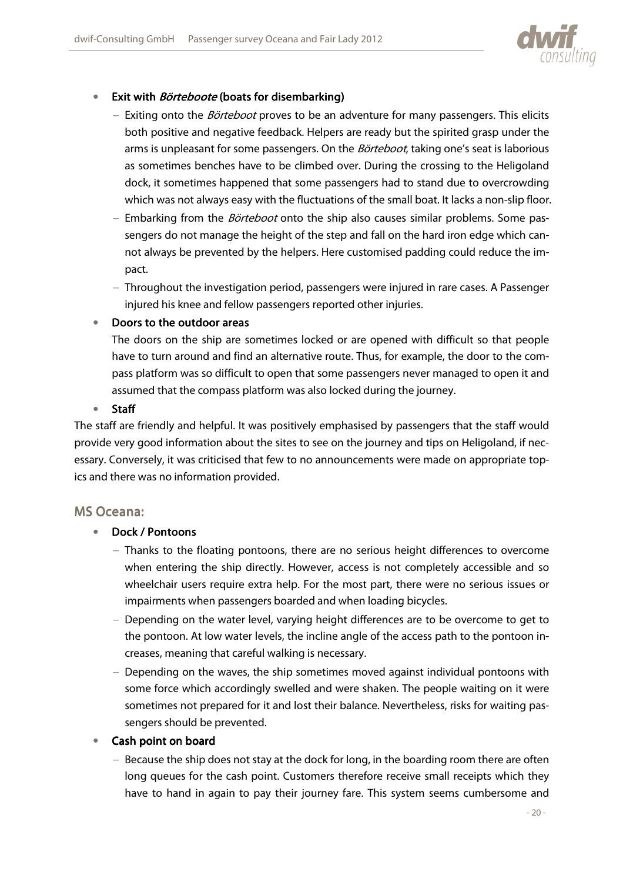- **Exit with *Börteboote* (boats for disembarking)**
  - Exiting onto the *Börteboot* proves to be an adventure for many passengers. This elicits both positive and negative feedback. Helpers are ready but the spirited grasp under the arms is unpleasant for some passengers. On the *Börteboot*, taking one's seat is laborious as sometimes benches have to be climbed over. During the crossing to the Heligoland dock, it sometimes happened that some passengers had to stand due to overcrowding which was not always easy with the fluctuations of the small boat. It lacks a non-slip floor.
  - Embarking from the *Börteboot* onto the ship also causes similar problems. Some passengers do not manage the height of the step and fall on the hard iron edge which cannot always be prevented by the helpers. Here customised padding could reduce the impact.
  - Throughout the investigation period, passengers were injured in rare cases. A Passenger injured his knee and fellow passengers reported other injuries.
- **Doors to the outdoor areas**

  The doors on the ship are sometimes locked or are opened with difficult so that people have to turn around and find an alternative route. Thus, for example, the door to the compass platform was so difficult to open that some passengers never managed to open it and assumed that the compass platform was also locked during the journey.
- **Staff**

The staff are friendly and helpful. It was positively emphasised by passengers that the staff would provide very good information about the sites to see on the journey and tips on Heligoland, if necessary. Conversely, it was criticised that few to no announcements were made on appropriate topics and there was no information provided.

## MS Oceana:

- **Dock / Pontoons**
  - Thanks to the floating pontoons, there are no serious height differences to overcome when entering the ship directly. However, access is not completely accessible and so wheelchair users require extra help. For the most part, there were no serious issues or impairments when passengers boarded and when loading bicycles.
  - Depending on the water level, varying height differences are to be overcome to get to the pontoon. At low water levels, the incline angle of the access path to the pontoon increases, meaning that careful walking is necessary.
  - Depending on the waves, the ship sometimes moved against individual pontoons with some force which accordingly swelled and were shaken. The people waiting on it were sometimes not prepared for it and lost their balance. Nevertheless, risks for waiting passengers should be prevented.
- **Cash point on board**
  - Because the ship does not stay at the dock for long, in the boarding room there are often long queues for the cash point. Customers therefore receive small receipts which they have to hand in again to pay their journey fare. This system seems cumbersome and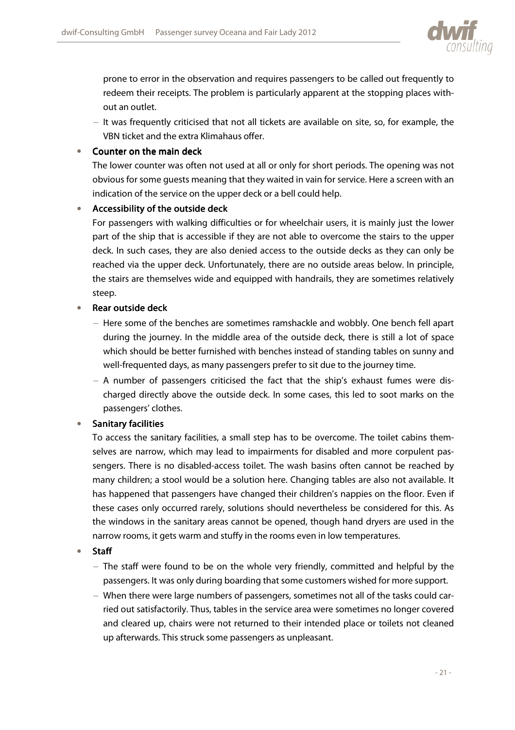prone to error in the observation and requires passengers to be called out frequently to redeem their receipts. The problem is particularly apparent at the stopping places without an outlet.

  - It was frequently criticised that not all tickets are available on site, so, for example, the VBN ticket and the extra Klimahaus offer.

- **Counter on the main deck**
  The lower counter was often not used at all or only for short periods. The opening was not obvious for some guests meaning that they waited in vain for service. Here a screen with an indication of the service on the upper deck or a bell could help.

- **Accessibility of the outside deck**
  For passengers with walking difficulties or for wheelchair users, it is mainly just the lower part of the ship that is accessible if they are not able to overcome the stairs to the upper deck. In such cases, they are also denied access to the outside decks as they can only be reached via the upper deck. Unfortunately, there are no outside areas below. In principle, the stairs are themselves wide and equipped with handrails, they are sometimes relatively steep.

- **Rear outside deck**
  - Here some of the benches are sometimes ramshackle and wobbly. One bench fell apart during the journey. In the middle area of the outside deck, there is still a lot of space which should be better furnished with benches instead of standing tables on sunny and well-frequented days, as many passengers prefer to sit due to the journey time.
  - A number of passengers criticised the fact that the ship's exhaust fumes were discharged directly above the outside deck. In some cases, this led to soot marks on the passengers' clothes.

- **Sanitary facilities**
  To access the sanitary facilities, a small step has to be overcome. The toilet cabins themselves are narrow, which may lead to impairments for disabled and more corpulent passengers. There is no disabled-access toilet. The wash basins often cannot be reached by many children; a stool would be a solution here. Changing tables are also not available. It has happened that passengers have changed their children's nappies on the floor. Even if these cases only occurred rarely, solutions should nevertheless be considered for this. As the windows in the sanitary areas cannot be opened, though hand dryers are used in the narrow rooms, it gets warm and stuffy in the rooms even in low temperatures.

- **Staff**
  - The staff were found to be on the whole very friendly, committed and helpful by the passengers. It was only during boarding that some customers wished for more support.
  - When there were large numbers of passengers, sometimes not all of the tasks could carried out satisfactorily. Thus, tables in the service area were sometimes no longer covered and cleared up, chairs were not returned to their intended place or toilets not cleaned up afterwards. This struck some passengers as unpleasant.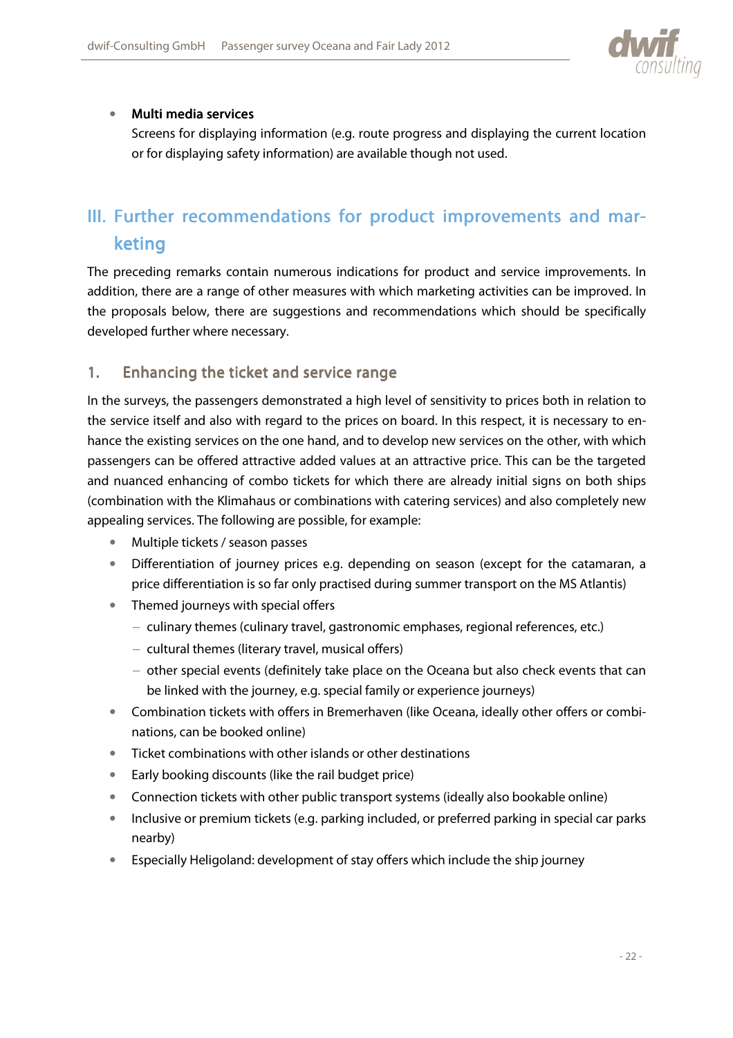- **Multi media services**
  Screens for displaying information (e.g. route progress and displaying the current location or for displaying safety information) are available though not used.

# III. Further recommendations for product improvements and marketing

The preceding remarks contain numerous indications for product and service improvements. In addition, there are a range of other measures with which marketing activities can be improved. In the proposals below, there are suggestions and recommendations which should be specifically developed further where necessary.

## 1. Enhancing the ticket and service range

In the surveys, the passengers demonstrated a high level of sensitivity to prices both in relation to the service itself and also with regard to the prices on board. In this respect, it is necessary to enhance the existing services on the one hand, and to develop new services on the other, with which passengers can be offered attractive added values at an attractive price. This can be the targeted and nuanced enhancing of combo tickets for which there are already initial signs on both ships (combination with the Klimahaus or combinations with catering services) and also completely new appealing services. The following are possible, for example:

- Multiple tickets / season passes
- Differentiation of journey prices e.g. depending on season (except for the catamaran, a price differentiation is so far only practised during summer transport on the MS Atlantis)
- Themed journeys with special offers
  - culinary themes (culinary travel, gastronomic emphases, regional references, etc.)
  - cultural themes (literary travel, musical offers)
  - other special events (definitely take place on the Oceana but also check events that can be linked with the journey, e.g. special family or experience journeys)
- Combination tickets with offers in Bremerhaven (like Oceana, ideally other offers or combinations, can be booked online)
- Ticket combinations with other islands or other destinations
- Early booking discounts (like the rail budget price)
- Connection tickets with other public transport systems (ideally also bookable online)
- Inclusive or premium tickets (e.g. parking included, or preferred parking in special car parks nearby)
- Especially Heligoland: development of stay offers which include the ship journey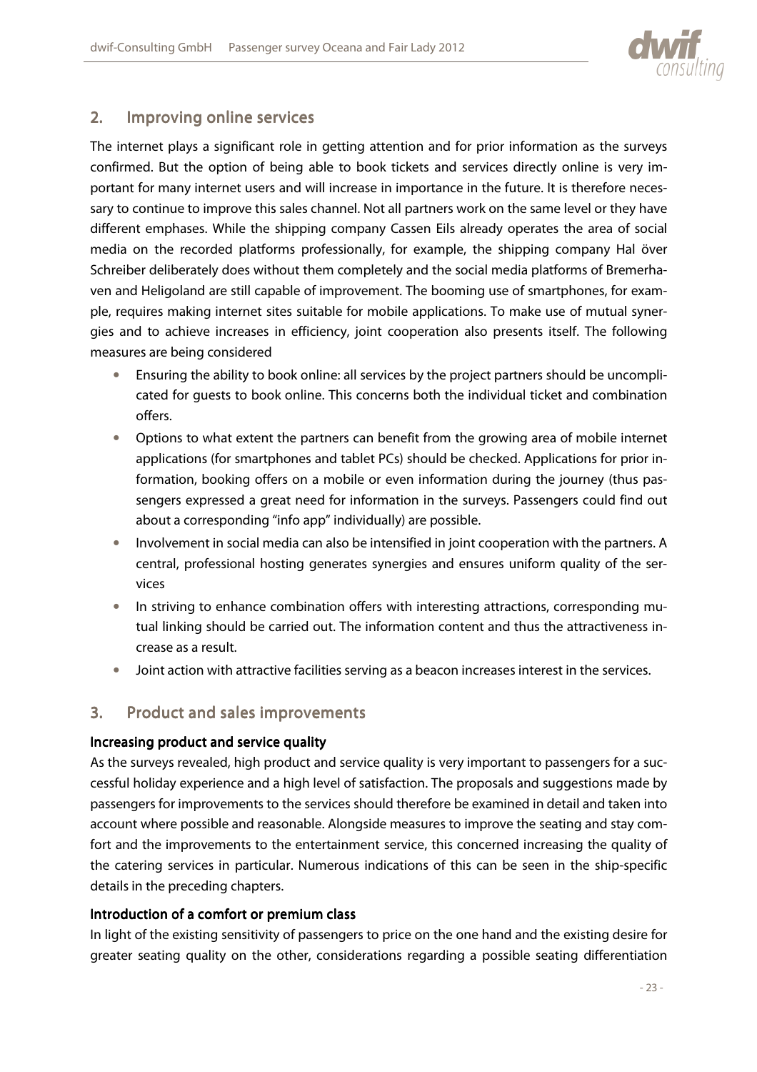## 2. Improving online services

The internet plays a significant role in getting attention and for prior information as the surveys confirmed. But the option of being able to book tickets and services directly online is very important for many internet users and will increase in importance in the future. It is therefore necessary to continue to improve this sales channel. Not all partners work on the same level or they have different emphases. While the shipping company Cassen Eils already operates the area of social media on the recorded platforms professionally, for example, the shipping company Hal över Schreiber deliberately does without them completely and the social media platforms of Bremerhaven and Heligoland are still capable of improvement. The booming use of smartphones, for example, requires making internet sites suitable for mobile applications. To make use of mutual synergies and to achieve increases in efficiency, joint cooperation also presents itself. The following measures are being considered

- Ensuring the ability to book online: all services by the project partners should be uncomplicated for guests to book online. This concerns both the individual ticket and combination offers.
- Options to what extent the partners can benefit from the growing area of mobile internet applications (for smartphones and tablet PCs) should be checked. Applications for prior information, booking offers on a mobile or even information during the journey (thus passengers expressed a great need for information in the surveys. Passengers could find out about a corresponding "info app" individually) are possible.
- Involvement in social media can also be intensified in joint cooperation with the partners. A central, professional hosting generates synergies and ensures uniform quality of the services
- In striving to enhance combination offers with interesting attractions, corresponding mutual linking should be carried out. The information content and thus the attractiveness increase as a result.
- Joint action with attractive facilities serving as a beacon increases interest in the services.

## 3. Product and sales improvements

### Increasing product and service quality

As the surveys revealed, high product and service quality is very important to passengers for a successful holiday experience and a high level of satisfaction. The proposals and suggestions made by passengers for improvements to the services should therefore be examined in detail and taken into account where possible and reasonable. Alongside measures to improve the seating and stay comfort and the improvements to the entertainment service, this concerned increasing the quality of the catering services in particular. Numerous indications of this can be seen in the ship-specific details in the preceding chapters.

### Introduction of a comfort or premium class

In light of the existing sensitivity of passengers to price on the one hand and the existing desire for greater seating quality on the other, considerations regarding a possible seating differentiation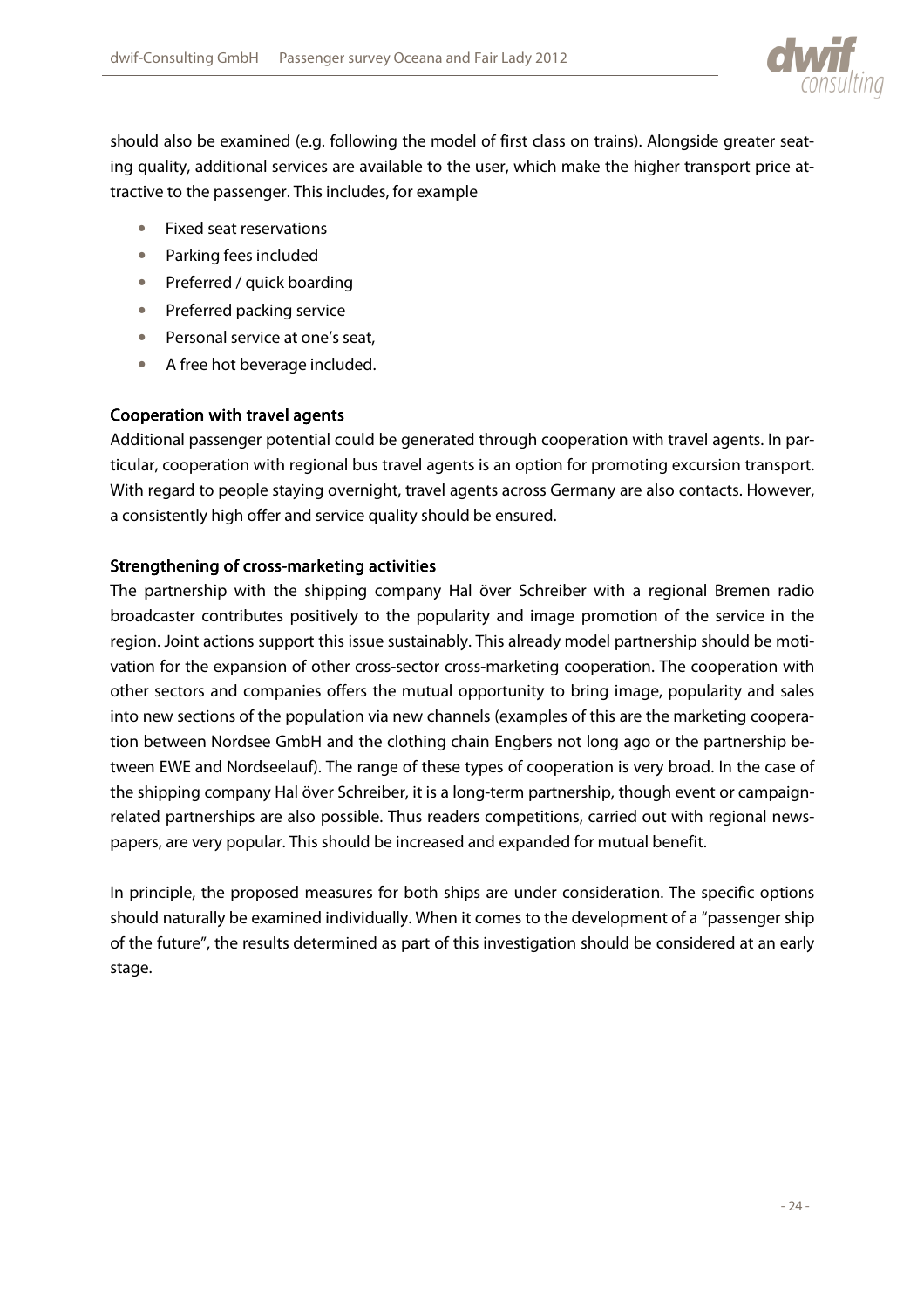should also be examined (e.g. following the model of first class on trains). Alongside greater seating quality, additional services are available to the user, which make the higher transport price attractive to the passenger. This includes, for example

- Fixed seat reservations
- Parking fees included
- Preferred / quick boarding
- Preferred packing service
- Personal service at one's seat,
- A free hot beverage included.

**Cooperation with travel agents**

Additional passenger potential could be generated through cooperation with travel agents. In particular, cooperation with regional bus travel agents is an option for promoting excursion transport. With regard to people staying overnight, travel agents across Germany are also contacts. However, a consistently high offer and service quality should be ensured.

**Strengthening of cross-marketing activities**

The partnership with the shipping company Hal över Schreiber with a regional Bremen radio broadcaster contributes positively to the popularity and image promotion of the service in the region. Joint actions support this issue sustainably. This already model partnership should be motivation for the expansion of other cross-sector cross-marketing cooperation. The cooperation with other sectors and companies offers the mutual opportunity to bring image, popularity and sales into new sections of the population via new channels (examples of this are the marketing cooperation between Nordsee GmbH and the clothing chain Engbers not long ago or the partnership between EWE and Nordseelauf). The range of these types of cooperation is very broad. In the case of the shipping company Hal över Schreiber, it is a long-term partnership, though event or campaign-related partnerships are also possible. Thus readers competitions, carried out with regional newspapers, are very popular. This should be increased and expanded for mutual benefit.

In principle, the proposed measures for both ships are under consideration. The specific options should naturally be examined individually. When it comes to the development of a "passenger ship of the future", the results determined as part of this investigation should be considered at an early stage.